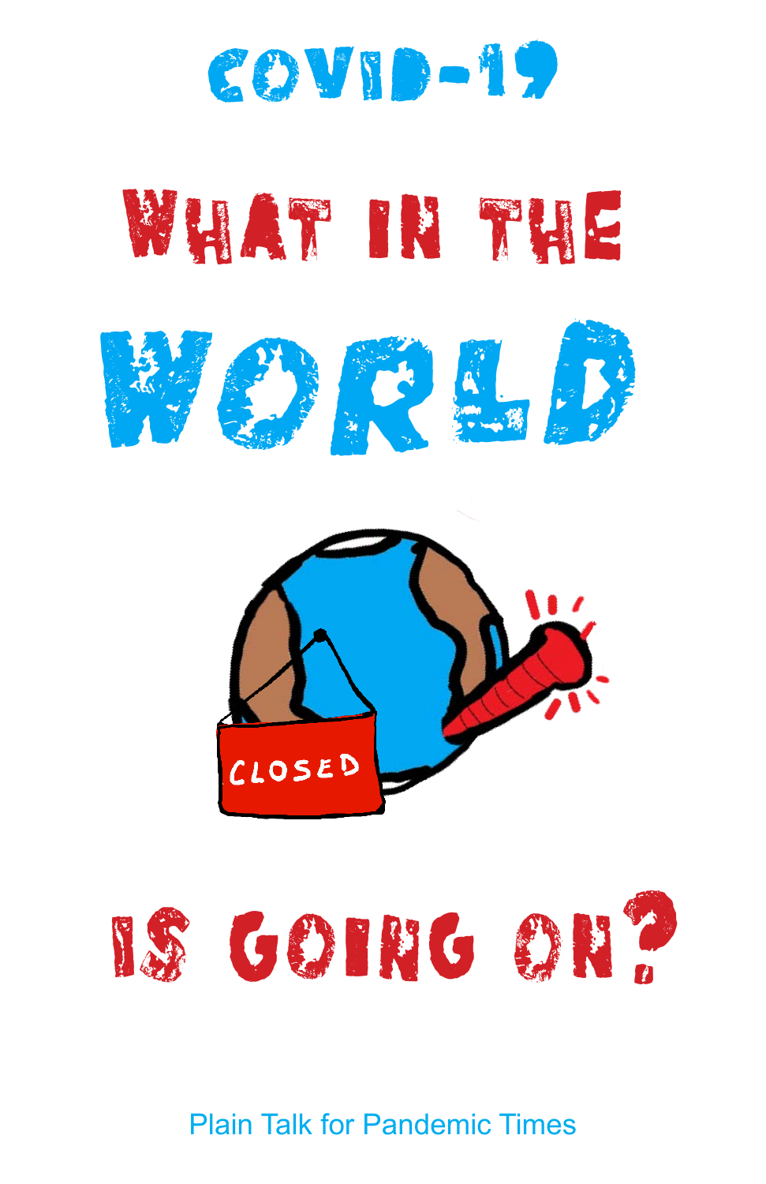# COVID-19

# WHAT IN THE WORLD IS GOING ON?

Plain Talk for Pandemic Times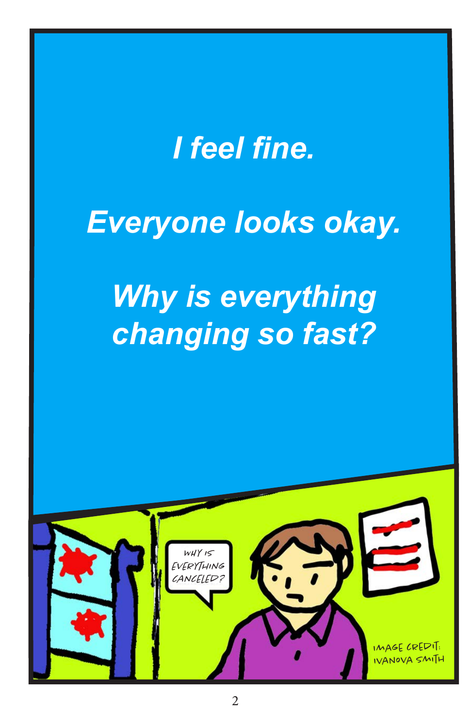*I feel fine.*

*Everyone looks okay.*

*Why is everything changing so fast?*

WHY IS EVERYTHING CANCELED?

IMAGE CREDIT: IVANOVA SMITH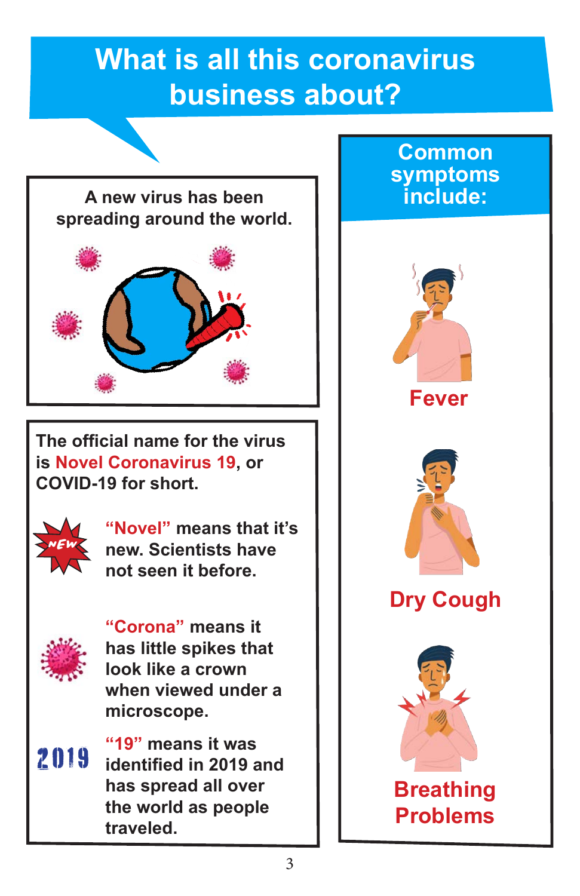# What is all this coronavirus business about?

A new virus has been spreading around the world.

The official name for the virus is **Novel Coronavirus 19**, or COVID-19 for short.

**"Novel"** means that it's new. Scientists have not seen it before.

**"Corona"** means it has little spikes that look like a crown when viewed under a microscope.

**"19"** means it was identified in 2019 and has spread all over the world as people traveled.

## Common symptoms include:

- **Fever**
- **Dry Cough**
- **Breathing Problems**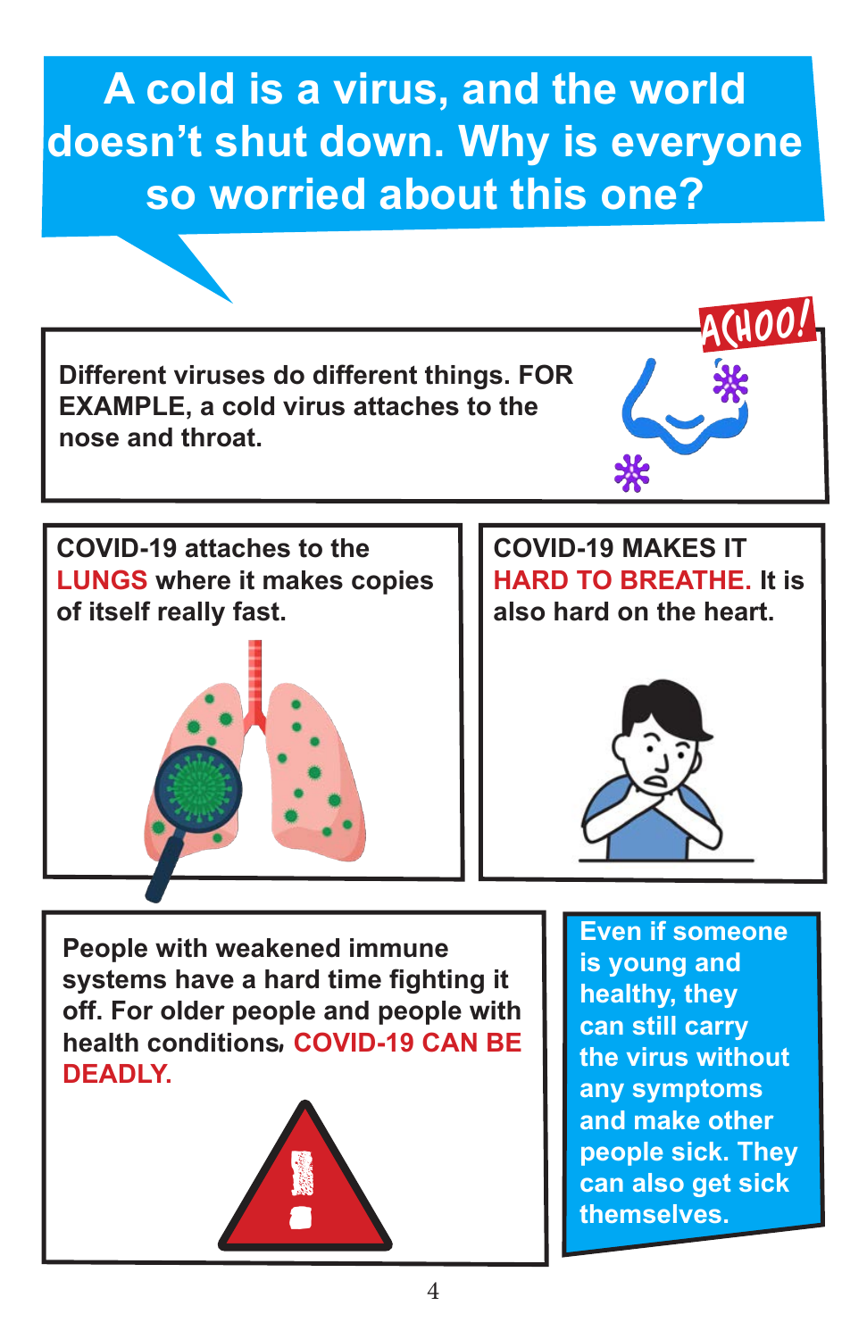# A cold is a virus, and the world doesn't shut down. Why is everyone so worried about this one?

ACHOO!

**Different viruses do different things. FOR EXAMPLE, a cold virus attaches to the nose and throat.**

**COVID-19 attaches to the LUNGS where it makes copies of itself really fast.**

**COVID-19 MAKES IT HARD TO BREATHE. It is also hard on the heart.**

**People with weakened immune systems have a hard time fighting it off. For older people and people with health conditions, COVID-19 CAN BE DEADLY.**

**Even if someone is young and healthy, they can still carry the virus without any symptoms and make other people sick. They can also get sick themselves.**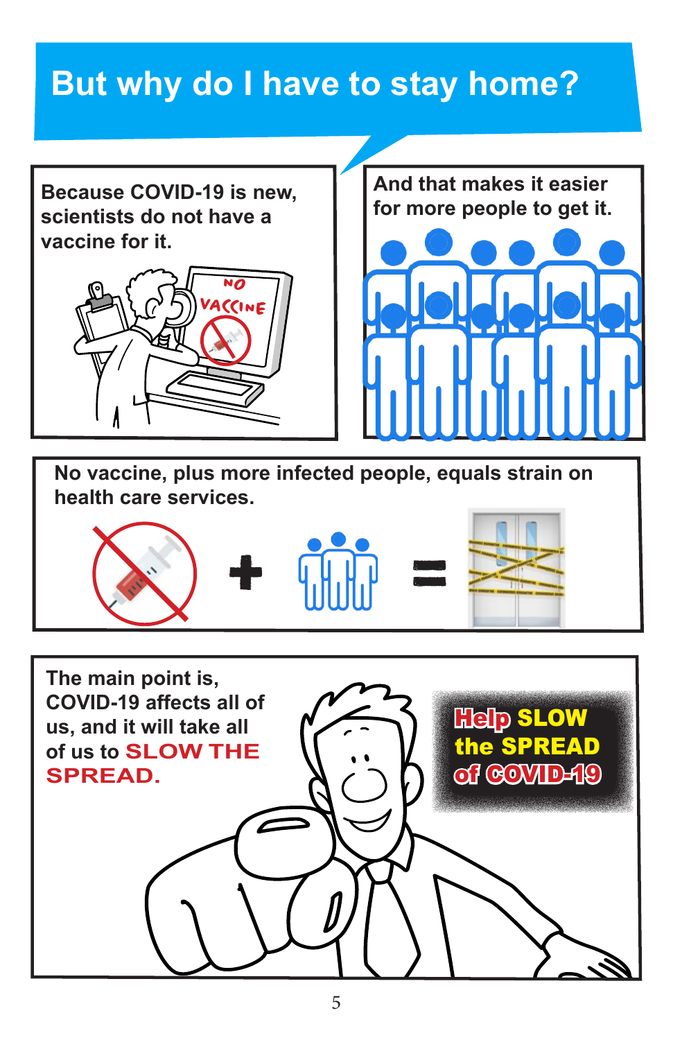# But why do I have to stay home?

Because COVID-19 is new, scientists do not have a vaccine for it.

And that makes it easier for more people to get it.

No vaccine, plus more infected people, equals strain on health care services.

The main point is, COVID-19 affects all of us, and it will take all of us to **SLOW THE SPREAD.**

**Help SLOW the SPREAD of COVID-19**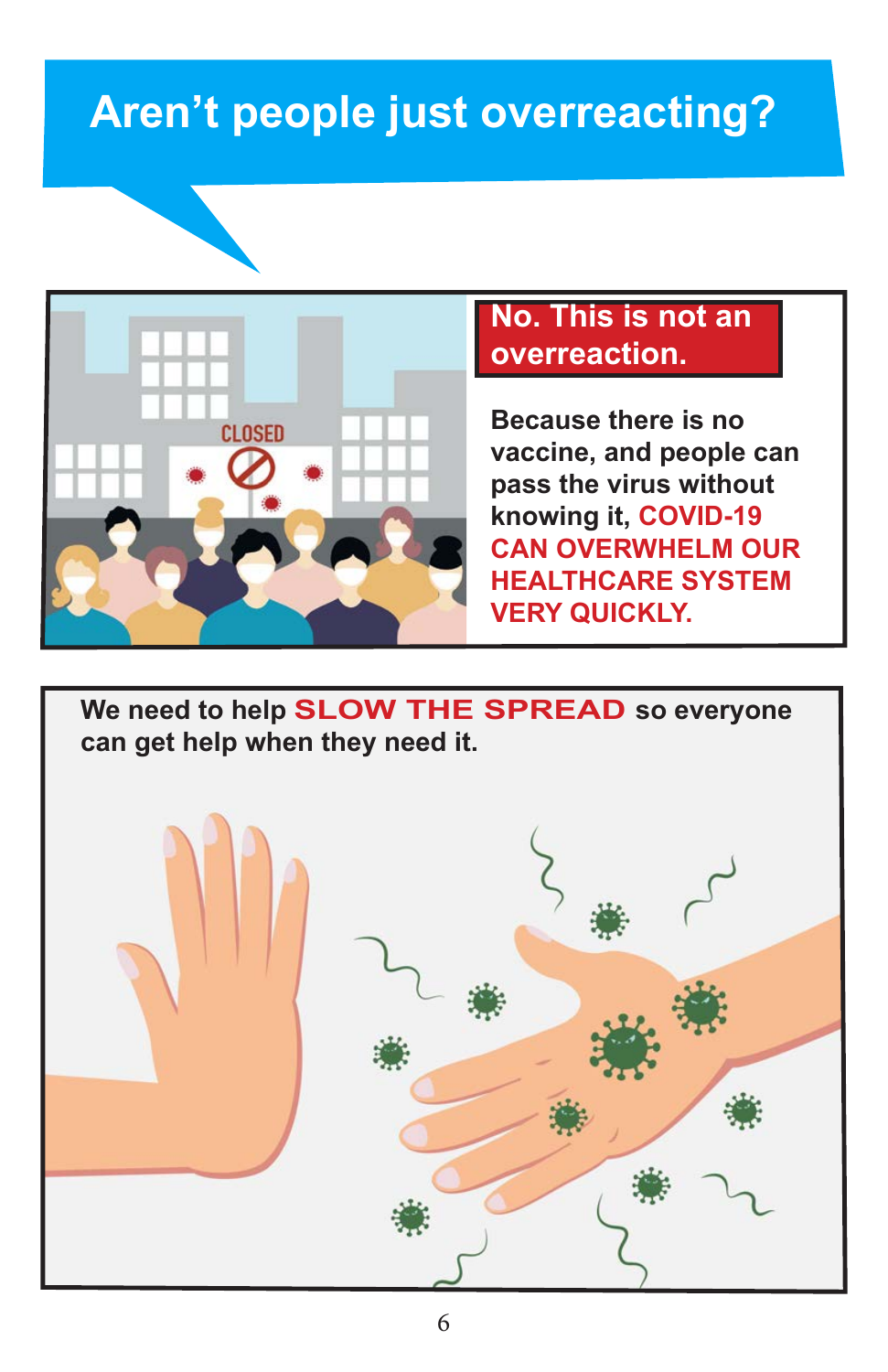# Aren't people just overreacting?

**No. This is not an overreaction.**

**Because there is no vaccine, and people can pass the virus without knowing it, COVID-19 CAN OVERWHELM OUR HEALTHCARE SYSTEM VERY QUICKLY.**

**We need to help SLOW THE SPREAD so everyone can get help when they need it.**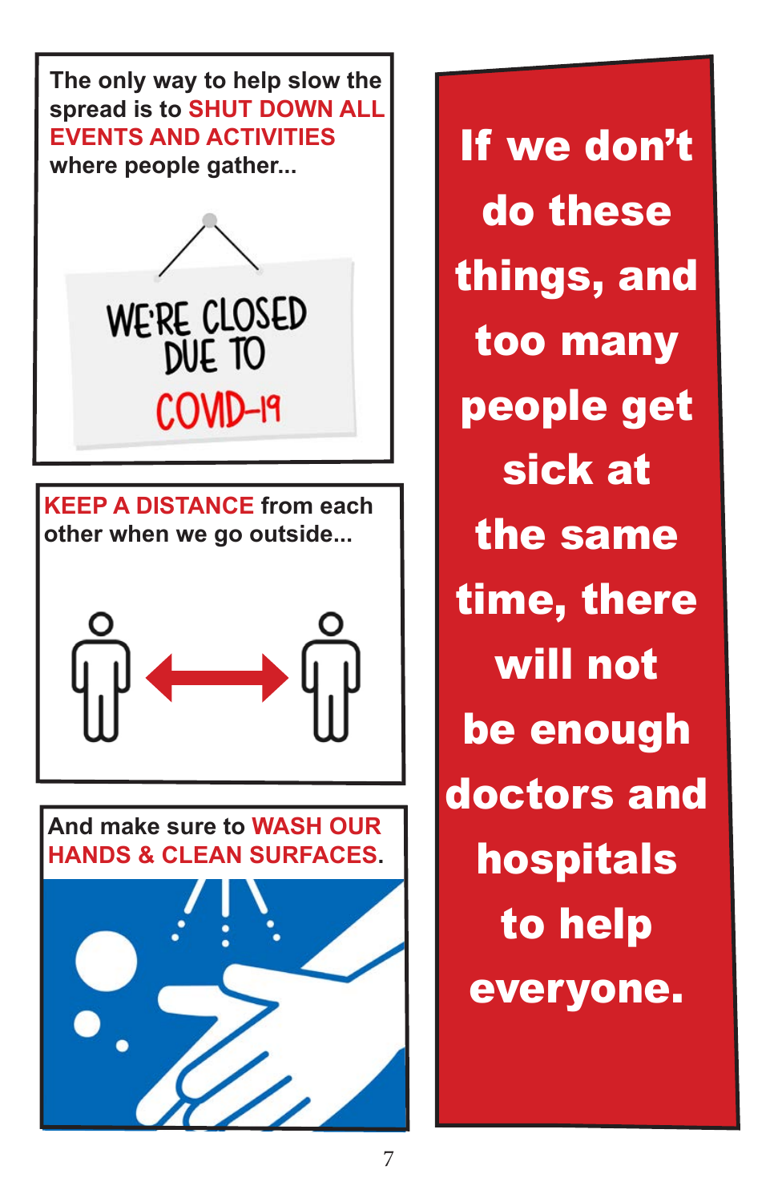The only way to help slow the spread is to **SHUT DOWN ALL EVENTS AND ACTIVITIES** where people gather...

WE'RE CLOSED DUE TO COVID-19

**KEEP A DISTANCE** from each other when we go outside...

And make sure to **WASH OUR HANDS & CLEAN SURFACES**.

**If we don't do these things, and too many people get sick at the same time, there will not be enough doctors and hospitals to help everyone.**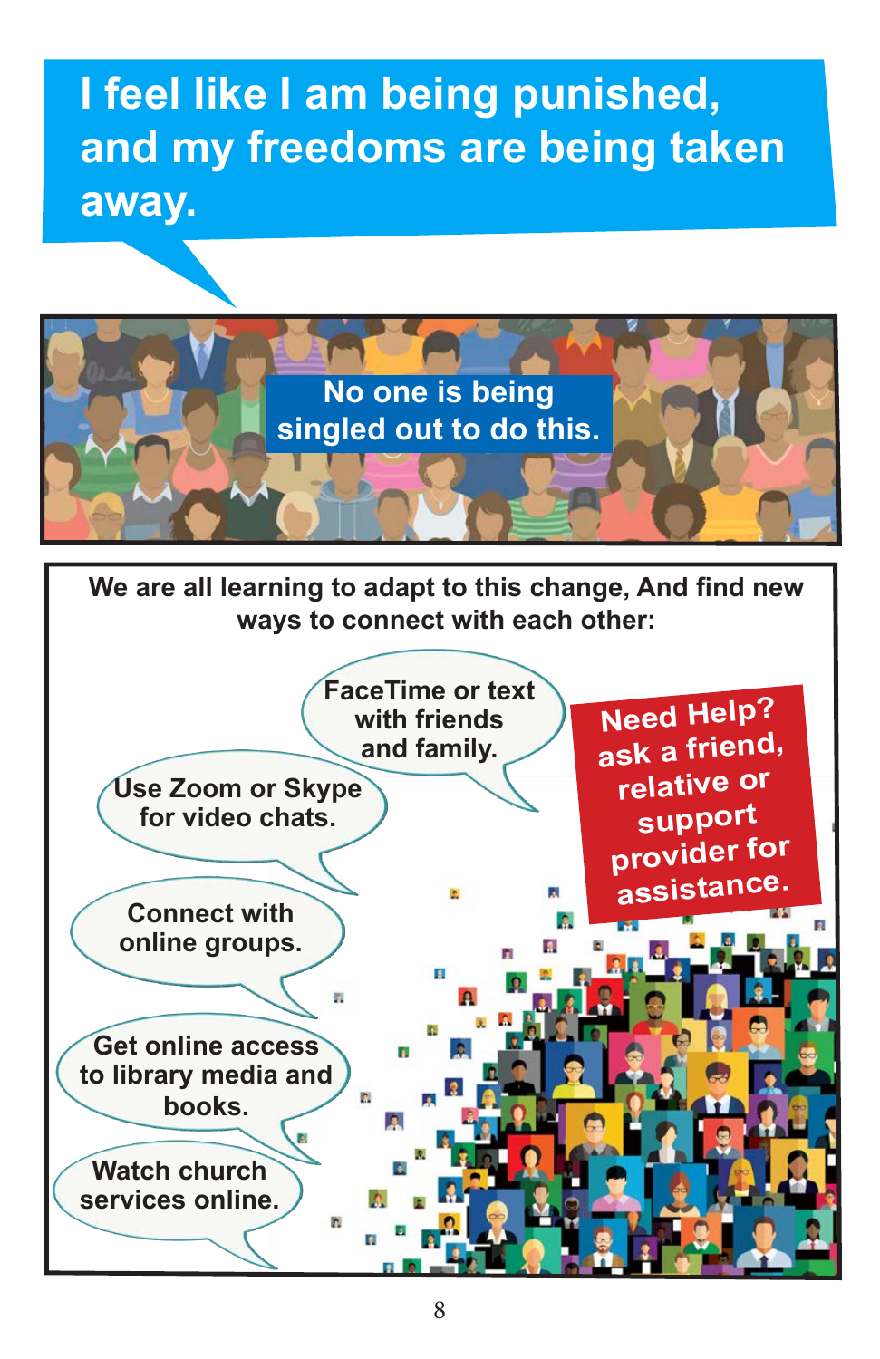# I feel like I am being punished, and my freedoms are being taken away.

**No one is being singled out to do this.**

**We are all learning to adapt to this change, And find new ways to connect with each other:**

- FaceTime or text with friends and family.
- Use Zoom or Skype for video chats.
- Connect with online groups.
- Get online access to library media and books.
- Watch church services online.

**Need Help? ask a friend, relative or support provider for assistance.**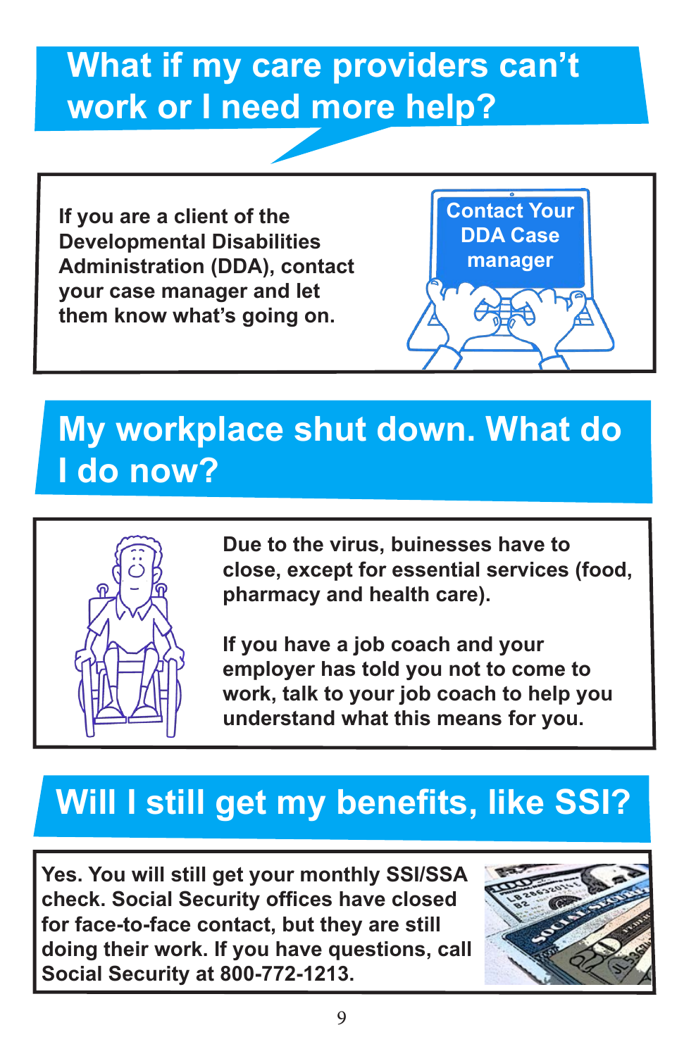## What if my care providers can't work or I need more help?

**If you are a client of the Developmental Disabilities Administration (DDA), contact your case manager and let them know what's going on.**

**Contact Your DDA Case manager**

## My workplace shut down. What do I do now?

**Due to the virus, buinesses have to close, except for essential services (food, pharmacy and health care).**

**If you have a job coach and your employer has told you not to come to work, talk to your job coach to help you understand what this means for you.**

## Will I still get my benefits, like SSI?

**Yes. You will still get your monthly SSI/SSA check. Social Security offices have closed for face-to-face contact, but they are still doing their work. If you have questions, call Social Security at 800-772-1213.**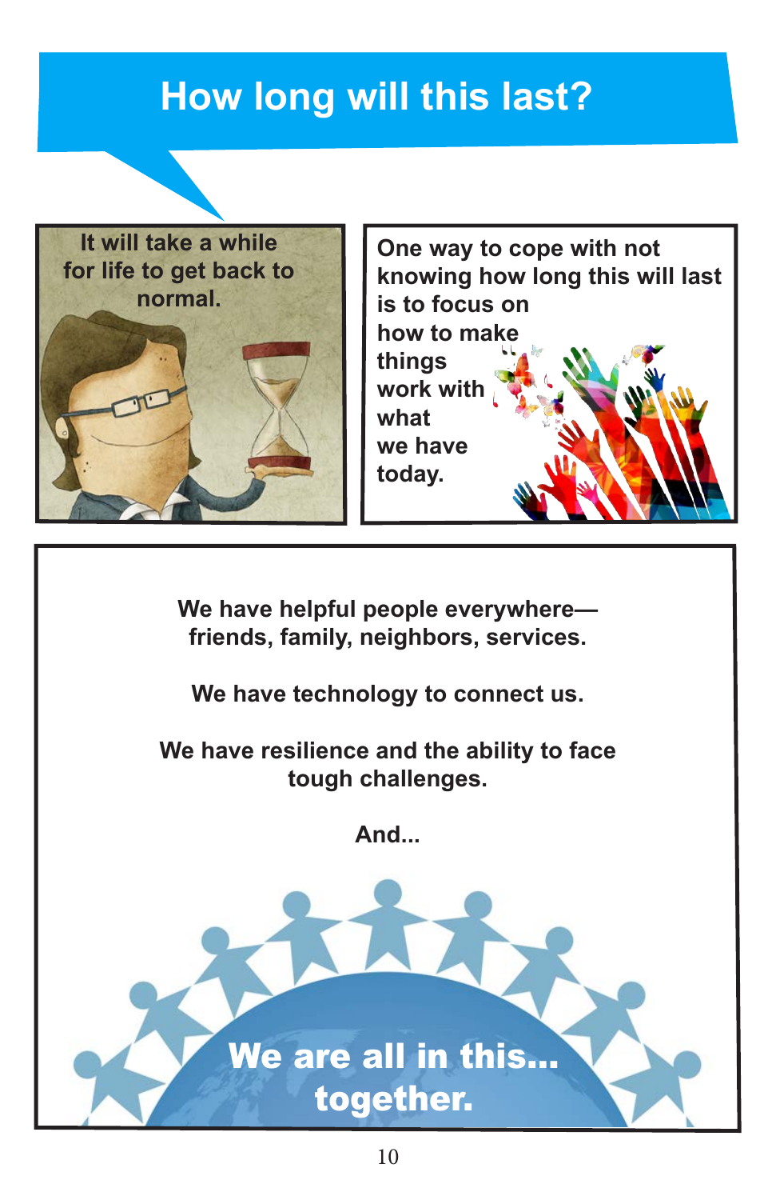# How long will this last?

It will take a while for life to get back to normal.

One way to cope with not knowing how long this will last is to focus on how to make things work with what we have today.

We have helpful people everywhere—friends, family, neighbors, services.

We have technology to connect us.

We have resilience and the ability to face tough challenges.

And...

**We are all in this... together.**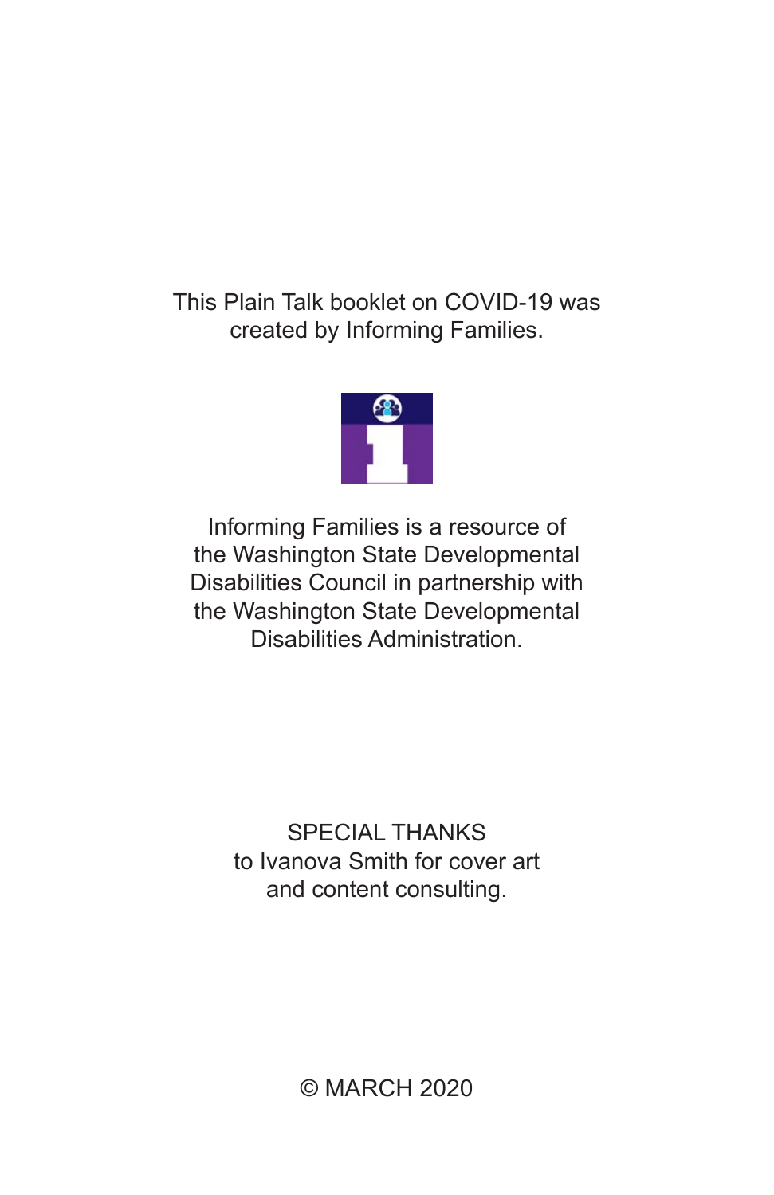This Plain Talk booklet on COVID-19 was created by Informing Families.

Informing Families is a resource of the Washington State Developmental Disabilities Council in partnership with the Washington State Developmental Disabilities Administration.

SPECIAL THANKS
to Ivanova Smith for cover art and content consulting.

© MARCH 2020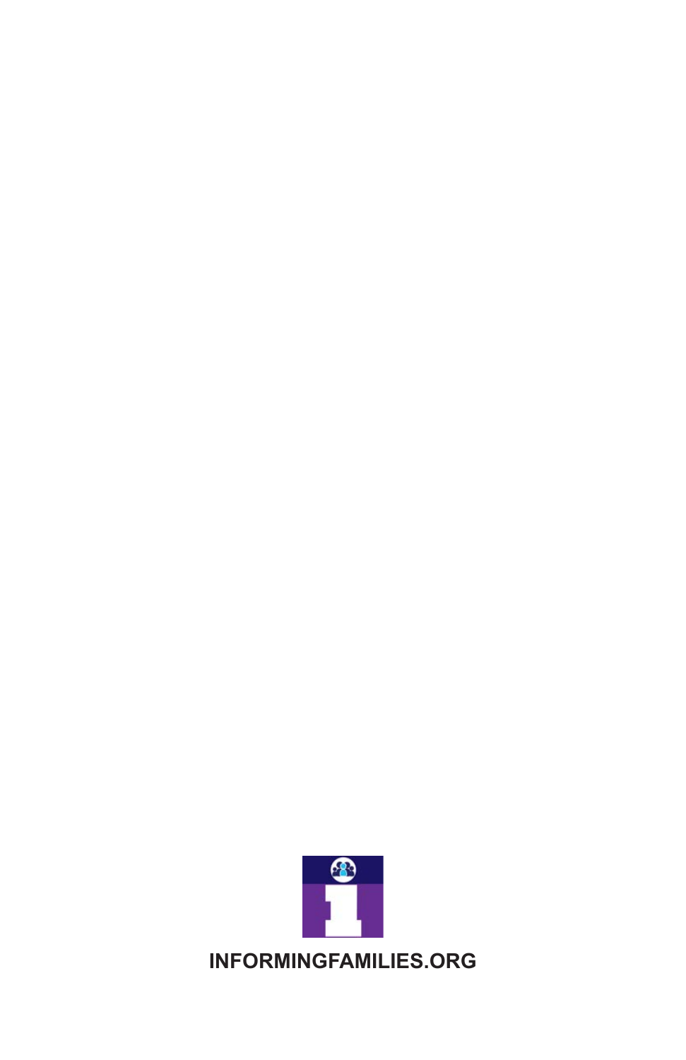**INFORMINGFAMILIES.ORG**